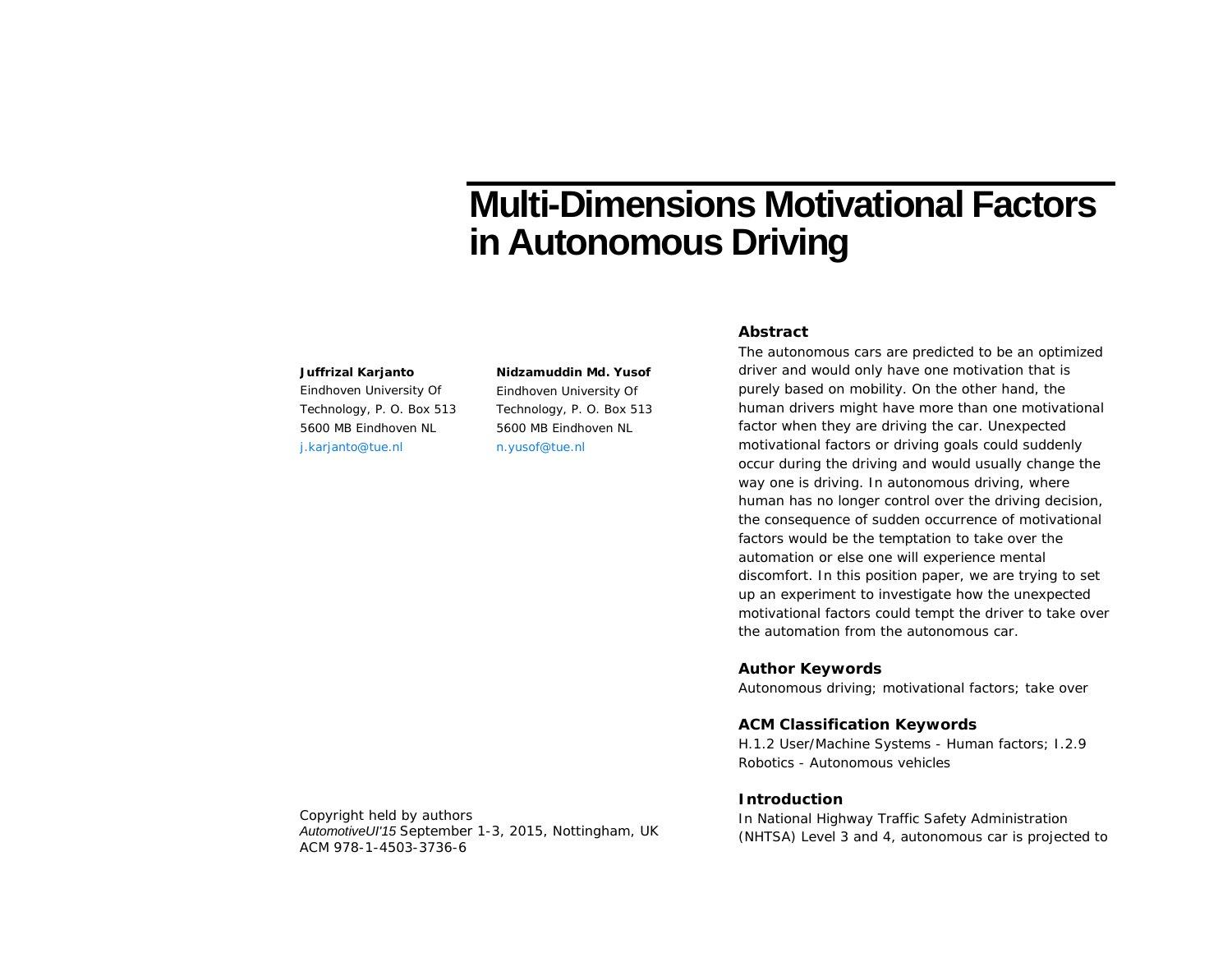# Multi-Dimensions Motivational Factors in Autonomous Driving

**Juffrizal Karjanto**
Eindhoven University Of Technology, P. O. Box 513
5600 MB Eindhoven NL
j.karjanto@tue.nl

**Nidzamuddin Md. Yusof**
Eindhoven University Of Technology, P. O. Box 513
5600 MB Eindhoven NL
n.yusof@tue.nl

Copyright held by authors
*AutomotiveUI'15* September 1-3, 2015, Nottingham, UK
ACM 978-1-4503-3736-6

## Abstract

The autonomous cars are predicted to be an optimized driver and would only have one motivation that is purely based on mobility. On the other hand, the human drivers might have more than one motivational factor when they are driving the car. Unexpected motivational factors or driving goals could suddenly occur during the driving and would usually change the way one is driving. In autonomous driving, where human has no longer control over the driving decision, the consequence of sudden occurrence of motivational factors would be the temptation to take over the automation or else one will experience mental discomfort. In this position paper, we are trying to set up an experiment to investigate how the unexpected motivational factors could tempt the driver to take over the automation from the autonomous car.

## Author Keywords

Autonomous driving; motivational factors; take over

## ACM Classification Keywords

H.1.2 User/Machine Systems - Human factors; I.2.9 Robotics - Autonomous vehicles

## Introduction

In National Highway Traffic Safety Administration (NHTSA) Level 3 and 4, autonomous car is projected to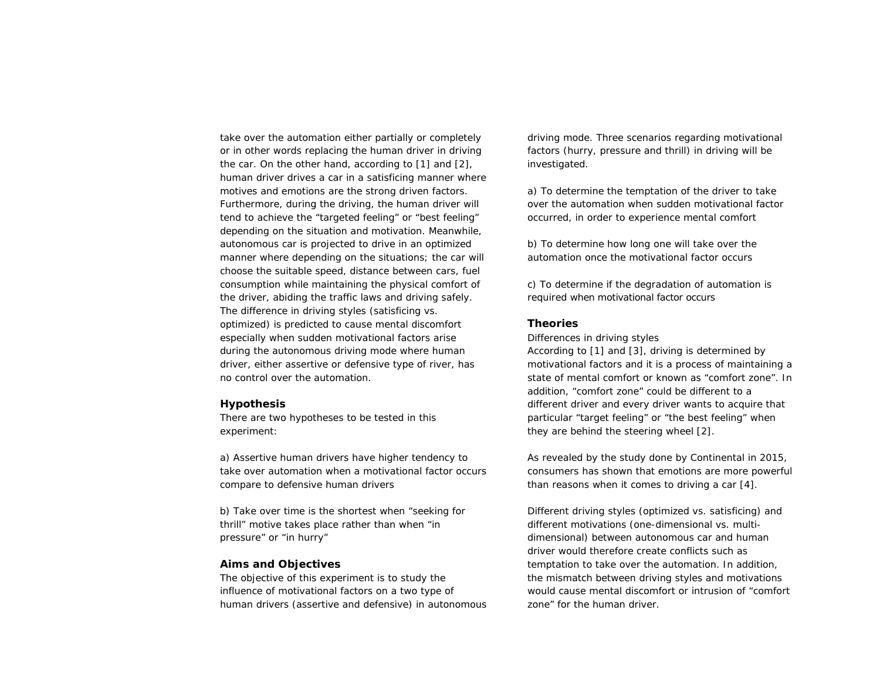take over the automation either partially or completely or in other words replacing the human driver in driving the car. On the other hand, according to [1] and [2], human driver drives a car in a satisficing manner where motives and emotions are the strong driven factors. Furthermore, during the driving, the human driver will tend to achieve the "targeted feeling" or "best feeling" depending on the situation and motivation. Meanwhile, autonomous car is projected to drive in an optimized manner where depending on the situations; the car will choose the suitable speed, distance between cars, fuel consumption while maintaining the physical comfort of the driver, abiding the traffic laws and driving safely. The difference in driving styles (satisficing vs. optimized) is predicted to cause mental discomfort especially when sudden motivational factors arise during the autonomous driving mode where human driver, either assertive or defensive type of river, has no control over the automation.

## Hypothesis

There are two hypotheses to be tested in this experiment:

a) Assertive human drivers have higher tendency to take over automation when a motivational factor occurs compare to defensive human drivers

b) Take over time is the shortest when "seeking for thrill" motive takes place rather than when "in pressure" or "in hurry"

## Aims and Objectives

The objective of this experiment is to study the influence of motivational factors on a two type of human drivers (assertive and defensive) in autonomous driving mode. Three scenarios regarding motivational factors (hurry, pressure and thrill) in driving will be investigated.

a) To determine the temptation of the driver to take over the automation when sudden motivational factor occurred, in order to experience mental comfort

b) To determine how long one will take over the automation once the motivational factor occurs

c) To determine if the degradation of automation is required when motivational factor occurs

## Theories

Differences in driving styles

According to [1] and [3], driving is determined by motivational factors and it is a process of maintaining a state of mental comfort or known as "comfort zone". In addition, "comfort zone" could be different to a different driver and every driver wants to acquire that particular "target feeling" or "the best feeling" when they are behind the steering wheel [2].

As revealed by the study done by Continental in 2015, consumers has shown that emotions are more powerful than reasons when it comes to driving a car [4].

Different driving styles (optimized vs. satisficing) and different motivations (one-dimensional vs. multi-dimensional) between autonomous car and human driver would therefore create conflicts such as temptation to take over the automation. In addition, the mismatch between driving styles and motivations would cause mental discomfort or intrusion of "comfort zone" for the human driver.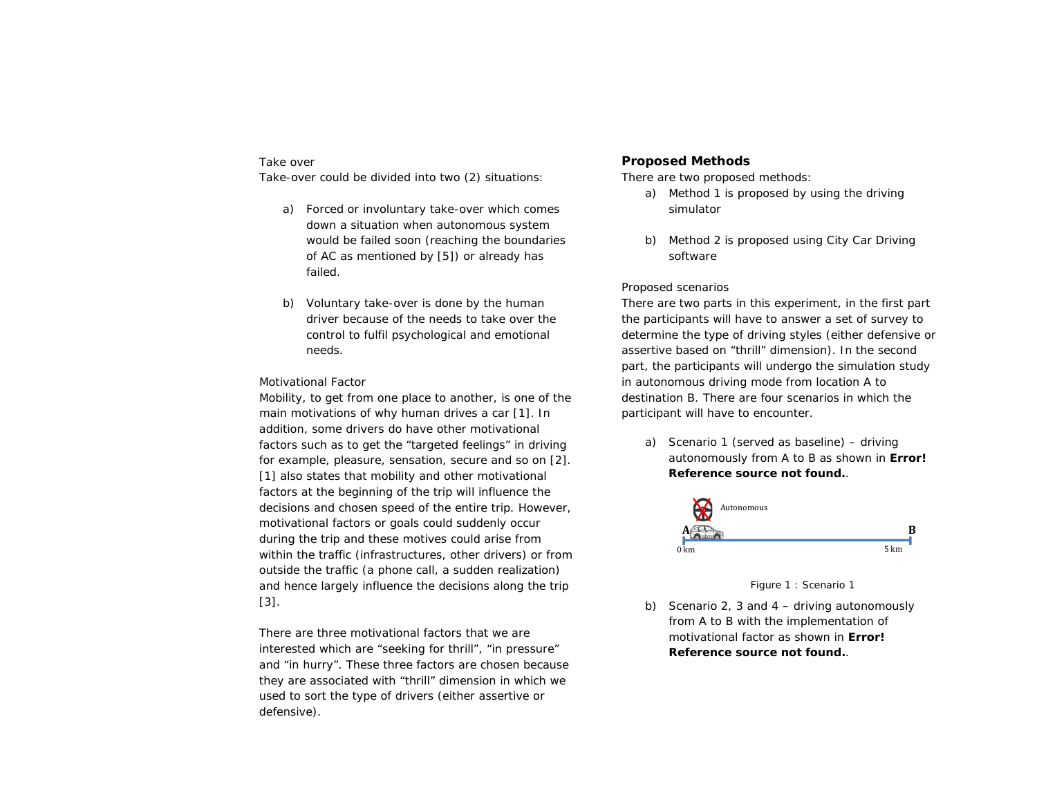Take over

Take-over could be divided into two (2) situations:

a) Forced or involuntary take-over which comes down a situation when autonomous system would be failed soon (reaching the boundaries of AC as mentioned by [5]) or already has failed.

b) Voluntary take-over is done by the human driver because of the needs to take over the control to fulfil psychological and emotional needs.

Motivational Factor

Mobility, to get from one place to another, is one of the main motivations of why human drives a car [1]. In addition, some drivers do have other motivational factors such as to get the “targeted feelings” in driving for example, pleasure, sensation, secure and so on [2]. [1] also states that mobility and other motivational factors at the beginning of the trip will influence the decisions and chosen speed of the entire trip. However, motivational factors or goals could suddenly occur during the trip and these motives could arise from within the traffic (infrastructures, other drivers) or from outside the traffic (a phone call, a sudden realization) and hence largely influence the decisions along the trip [3].

There are three motivational factors that we are interested which are “seeking for thrill”, “in pressure” and “in hurry”. These three factors are chosen because they are associated with “thrill” dimension in which we used to sort the type of drivers (either assertive or defensive).

## Proposed Methods

There are two proposed methods:

a) Method 1 is proposed by using the driving simulator

b) Method 2 is proposed using City Car Driving software

Proposed scenarios

There are two parts in this experiment, in the first part the participants will have to answer a set of survey to determine the type of driving styles (either defensive or assertive based on “thrill” dimension). In the second part, the participants will undergo the simulation study in autonomous driving mode from location A to destination B. There are four scenarios in which the participant will have to encounter.

a) Scenario 1 (served as baseline) – driving autonomously from A to B as shown in **Error! Reference source not found.**.

Autonomous

A B

0 km 5 km

Figure 1 : Scenario 1

b) Scenario 2, 3 and 4 – driving autonomously from A to B with the implementation of motivational factor as shown in **Error! Reference source not found.**.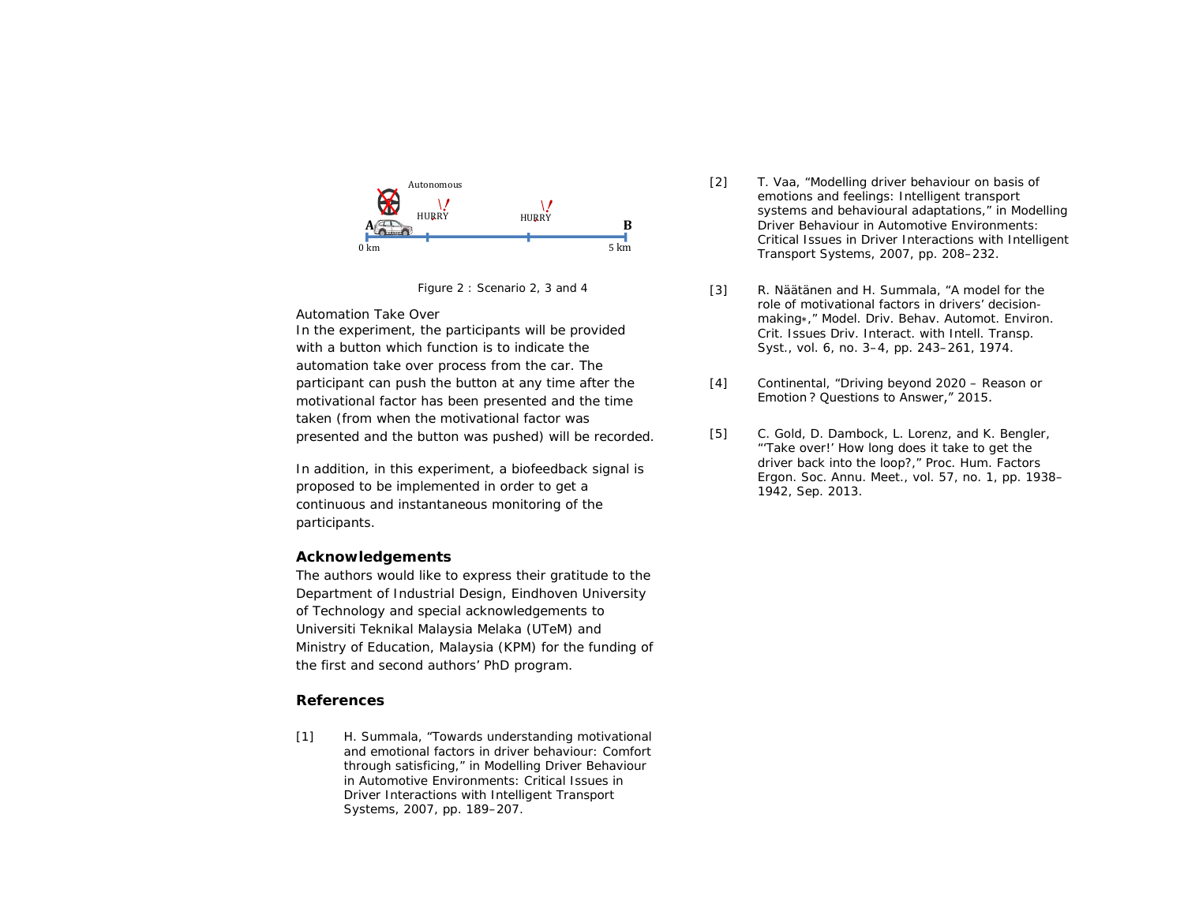Autonomous

HURRY

HURRY

A

B

0 km

5 km

Figure 2 : Scenario 2, 3 and 4

Automation Take Over

In the experiment, the participants will be provided with a button which function is to indicate the automation take over process from the car. The participant can push the button at any time after the motivational factor has been presented and the time taken (from when the motivational factor was presented and the button was pushed) will be recorded.

In addition, in this experiment, a biofeedback signal is proposed to be implemented in order to get a continuous and instantaneous monitoring of the participants.

## Acknowledgements

The authors would like to express their gratitude to the Department of Industrial Design, Eindhoven University of Technology and special acknowledgements to Universiti Teknikal Malaysia Melaka (UTeM) and Ministry of Education, Malaysia (KPM) for the funding of the first and second authors' PhD program.

## References

[1] H. Summala, "Towards understanding motivational and emotional factors in driver behaviour: Comfort through satisficing," in Modelling Driver Behaviour in Automotive Environments: Critical Issues in Driver Interactions with Intelligent Transport Systems, 2007, pp. 189–207.

[2] T. Vaa, "Modelling driver behaviour on basis of emotions and feelings: Intelligent transport systems and behavioural adaptations," in Modelling Driver Behaviour in Automotive Environments: Critical Issues in Driver Interactions with Intelligent Transport Systems, 2007, pp. 208–232.

[3] R. Näätänen and H. Summala, "A model for the role of motivational factors in drivers' decision-making∗," Model. Driv. Behav. Automot. Environ. Crit. Issues Driv. Interact. with Intell. Transp. Syst., vol. 6, no. 3–4, pp. 243–261, 1974.

[4] Continental, "Driving beyond 2020 – Reason or Emotion? Questions to Answer," 2015.

[5] C. Gold, D. Dambock, L. Lorenz, and K. Bengler, "'Take over!' How long does it take to get the driver back into the loop?," Proc. Hum. Factors Ergon. Soc. Annu. Meet., vol. 57, no. 1, pp. 1938–1942, Sep. 2013.